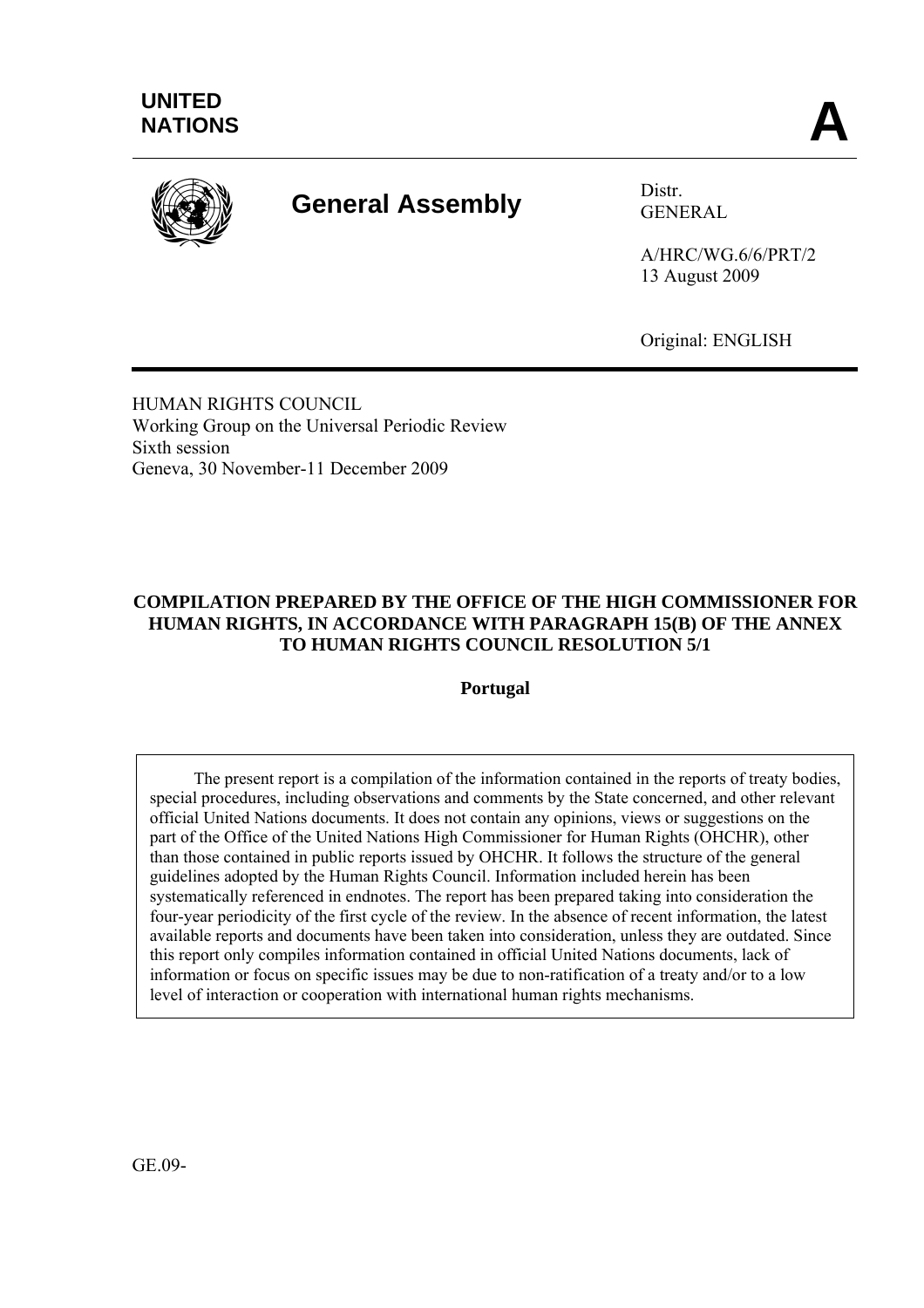**UNITED NATIONS**

**A**

# General Assembly

Distr.
GENERAL

A/HRC/WG.6/6/PRT/2
13 August 2009

Original: ENGLISH

HUMAN RIGHTS COUNCIL
Working Group on the Universal Periodic Review
Sixth session
Geneva, 30 November-11 December 2009

## COMPILATION PREPARED BY THE OFFICE OF THE HIGH COMMISSIONER FOR HUMAN RIGHTS, IN ACCORDANCE WITH PARAGRAPH 15(B) OF THE ANNEX TO HUMAN RIGHTS COUNCIL RESOLUTION 5/1

**Portugal**

The present report is a compilation of the information contained in the reports of treaty bodies, special procedures, including observations and comments by the State concerned, and other relevant official United Nations documents. It does not contain any opinions, views or suggestions on the part of the Office of the United Nations High Commissioner for Human Rights (OHCHR), other than those contained in public reports issued by OHCHR. It follows the structure of the general guidelines adopted by the Human Rights Council. Information included herein has been systematically referenced in endnotes. The report has been prepared taking into consideration the four-year periodicity of the first cycle of the review. In the absence of recent information, the latest available reports and documents have been taken into consideration, unless they are outdated. Since this report only compiles information contained in official United Nations documents, lack of information or focus on specific issues may be due to non-ratification of a treaty and/or to a low level of interaction or cooperation with international human rights mechanisms.

GE.09-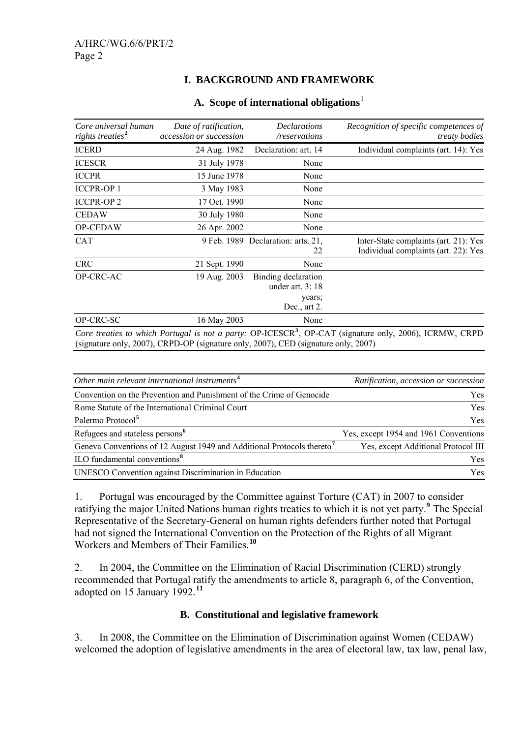## I. BACKGROUND AND FRAMEWORK

### A. Scope of international obligations[1]

| *Core universal human rights treaties*[2] | *Date of ratification, accession or succession* | *Declarations /reservations* | *Recognition of specific competences of treaty bodies* |
|---|---|---|---|
| ICERD | 24 Aug. 1982 | Declaration: art. 14 | Individual complaints (art. 14): Yes |
| ICESCR | 31 July 1978 | None | |
| ICCPR | 15 June 1978 | None | |
| ICCPR-OP 1 | 3 May 1983 | None | |
| ICCPR-OP 2 | 17 Oct. 1990 | None | |
| CEDAW | 30 July 1980 | None | |
| OP-CEDAW | 26 Apr. 2002 | None | |
| CAT | 9 Feb. 1989 | Declaration: arts. 21, 22 | Inter-State complaints (art. 21): Yes<br>Individual complaints (art. 22): Yes |
| CRC | 21 Sept. 1990 | None | |
| OP-CRC-AC | 19 Aug. 2003 | Binding declaration under art. 3: 18 years; Dec., art 2. | |
| OP-CRC-SC | 16 May 2003 | None | |

*Core treaties to which Portugal is not a party:* OP-ICESCR[3], OP-CAT (signature only, 2006), ICRMW, CRPD (signature only, 2007), CRPD-OP (signature only, 2007), CED (signature only, 2007)

| *Other main relevant international instruments*[4] | *Ratification, accession or succession* |
|---|---|
| Convention on the Prevention and Punishment of the Crime of Genocide | Yes |
| Rome Statute of the International Criminal Court | Yes |
| Palermo Protocol[5] | Yes |
| Refugees and stateless persons[6] | Yes, except 1954 and 1961 Conventions |
| Geneva Conventions of 12 August 1949 and Additional Protocols thereto[7] | Yes, except Additional Protocol III |
| ILO fundamental conventions[8] | Yes |
| UNESCO Convention against Discrimination in Education | Yes |

1. Portugal was encouraged by the Committee against Torture (CAT) in 2007 to consider ratifying the major United Nations human rights treaties to which it is not yet party.[9] The Special Representative of the Secretary-General on human rights defenders further noted that Portugal had not signed the International Convention on the Protection of the Rights of all Migrant Workers and Members of Their Families.[10]

2. In 2004, the Committee on the Elimination of Racial Discrimination (CERD) strongly recommended that Portugal ratify the amendments to article 8, paragraph 6, of the Convention, adopted on 15 January 1992.[11]

### B. Constitutional and legislative framework

3. In 2008, the Committee on the Elimination of Discrimination against Women (CEDAW) welcomed the adoption of legislative amendments in the area of electoral law, tax law, penal law,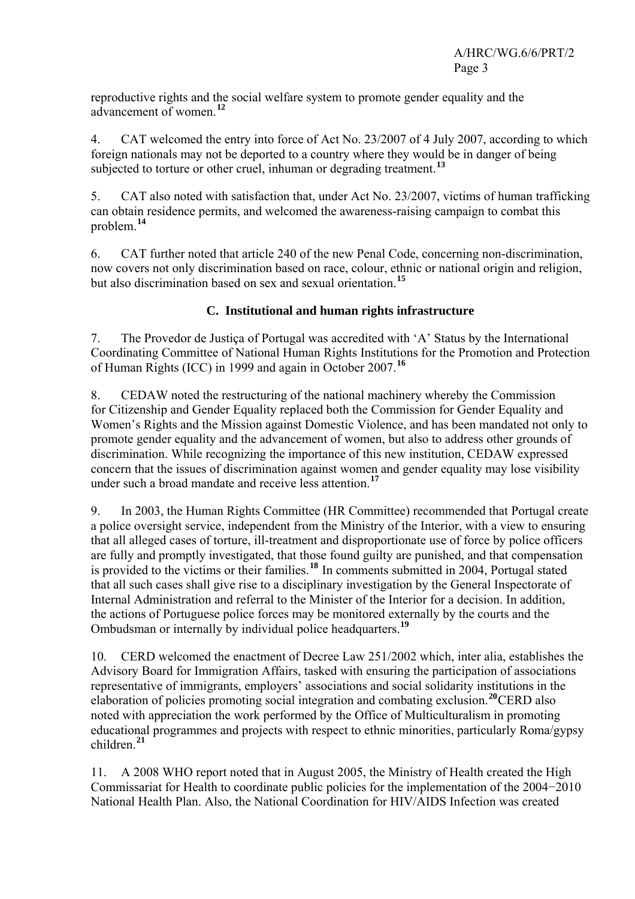reproductive rights and the social welfare system to promote gender equality and the advancement of women.[12]

4. CAT welcomed the entry into force of Act No. 23/2007 of 4 July 2007, according to which foreign nationals may not be deported to a country where they would be in danger of being subjected to torture or other cruel, inhuman or degrading treatment.[13]

5. CAT also noted with satisfaction that, under Act No. 23/2007, victims of human trafficking can obtain residence permits, and welcomed the awareness-raising campaign to combat this problem.[14]

6. CAT further noted that article 240 of the new Penal Code, concerning non-discrimination, now covers not only discrimination based on race, colour, ethnic or national origin and religion, but also discrimination based on sex and sexual orientation.[15]

### C. Institutional and human rights infrastructure

7. The Provedor de Justiça of Portugal was accredited with 'A' Status by the International Coordinating Committee of National Human Rights Institutions for the Promotion and Protection of Human Rights (ICC) in 1999 and again in October 2007.[16]

8. CEDAW noted the restructuring of the national machinery whereby the Commission for Citizenship and Gender Equality replaced both the Commission for Gender Equality and Women's Rights and the Mission against Domestic Violence, and has been mandated not only to promote gender equality and the advancement of women, but also to address other grounds of discrimination. While recognizing the importance of this new institution, CEDAW expressed concern that the issues of discrimination against women and gender equality may lose visibility under such a broad mandate and receive less attention.[17]

9. In 2003, the Human Rights Committee (HR Committee) recommended that Portugal create a police oversight service, independent from the Ministry of the Interior, with a view to ensuring that all alleged cases of torture, ill-treatment and disproportionate use of force by police officers are fully and promptly investigated, that those found guilty are punished, and that compensation is provided to the victims or their families.[18] In comments submitted in 2004, Portugal stated that all such cases shall give rise to a disciplinary investigation by the General Inspectorate of Internal Administration and referral to the Minister of the Interior for a decision. In addition, the actions of Portuguese police forces may be monitored externally by the courts and the Ombudsman or internally by individual police headquarters.[19]

10. CERD welcomed the enactment of Decree Law 251/2002 which, inter alia, establishes the Advisory Board for Immigration Affairs, tasked with ensuring the participation of associations representative of immigrants, employers' associations and social solidarity institutions in the elaboration of policies promoting social integration and combating exclusion.[20] CERD also noted with appreciation the work performed by the Office of Multiculturalism in promoting educational programmes and projects with respect to ethnic minorities, particularly Roma/gypsy children.[21]

11. A 2008 WHO report noted that in August 2005, the Ministry of Health created the High Commissariat for Health to coordinate public policies for the implementation of the 2004−2010 National Health Plan. Also, the National Coordination for HIV/AIDS Infection was created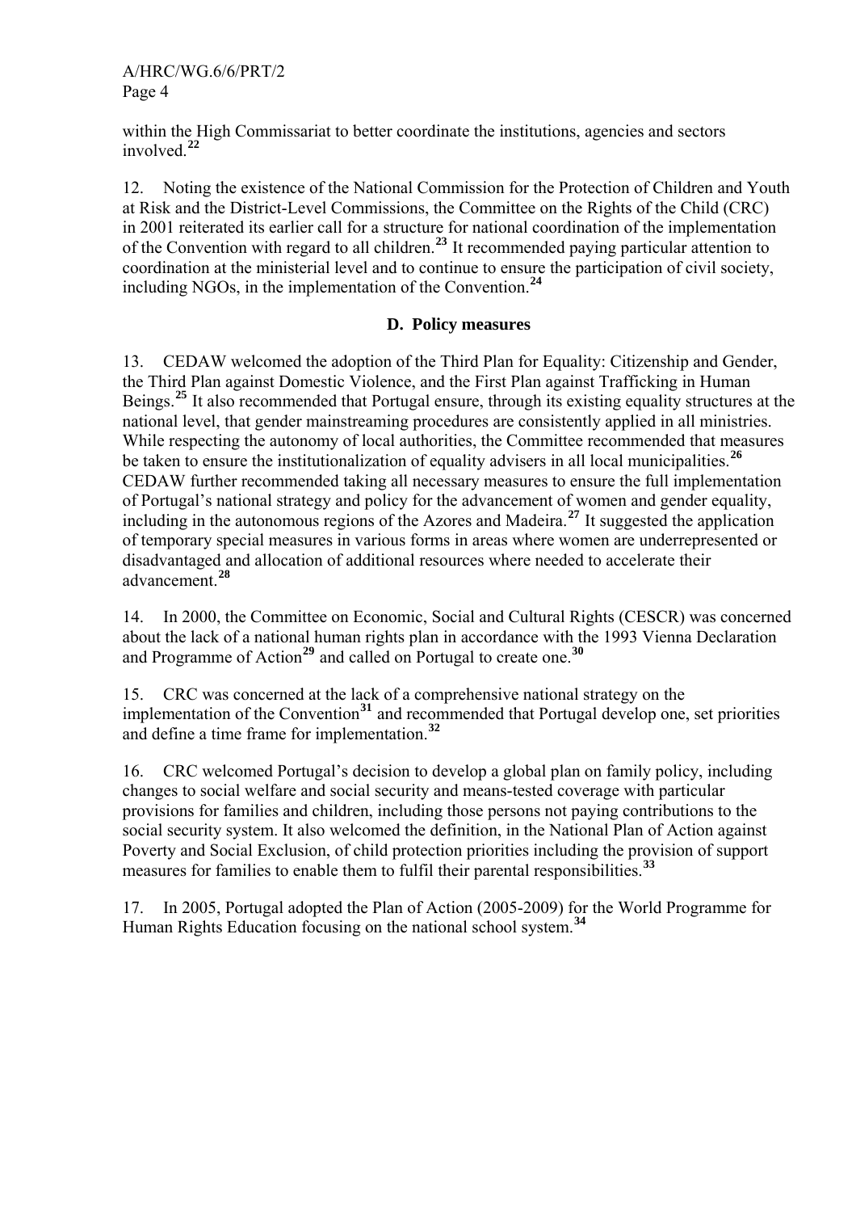within the High Commissariat to better coordinate the institutions, agencies and sectors involved.[22]

12. Noting the existence of the National Commission for the Protection of Children and Youth at Risk and the District-Level Commissions, the Committee on the Rights of the Child (CRC) in 2001 reiterated its earlier call for a structure for national coordination of the implementation of the Convention with regard to all children.[23] It recommended paying particular attention to coordination at the ministerial level and to continue to ensure the participation of civil society, including NGOs, in the implementation of the Convention.[24]

### D. Policy measures

13. CEDAW welcomed the adoption of the Third Plan for Equality: Citizenship and Gender, the Third Plan against Domestic Violence, and the First Plan against Trafficking in Human Beings.[25] It also recommended that Portugal ensure, through its existing equality structures at the national level, that gender mainstreaming procedures are consistently applied in all ministries. While respecting the autonomy of local authorities, the Committee recommended that measures be taken to ensure the institutionalization of equality advisers in all local municipalities.[26] CEDAW further recommended taking all necessary measures to ensure the full implementation of Portugal's national strategy and policy for the advancement of women and gender equality, including in the autonomous regions of the Azores and Madeira.[27] It suggested the application of temporary special measures in various forms in areas where women are underrepresented or disadvantaged and allocation of additional resources where needed to accelerate their advancement.[28]

14. In 2000, the Committee on Economic, Social and Cultural Rights (CESCR) was concerned about the lack of a national human rights plan in accordance with the 1993 Vienna Declaration and Programme of Action[29] and called on Portugal to create one.[30]

15. CRC was concerned at the lack of a comprehensive national strategy on the implementation of the Convention[31] and recommended that Portugal develop one, set priorities and define a time frame for implementation.[32]

16. CRC welcomed Portugal's decision to develop a global plan on family policy, including changes to social welfare and social security and means-tested coverage with particular provisions for families and children, including those persons not paying contributions to the social security system. It also welcomed the definition, in the National Plan of Action against Poverty and Social Exclusion, of child protection priorities including the provision of support measures for families to enable them to fulfil their parental responsibilities.[33]

17. In 2005, Portugal adopted the Plan of Action (2005-2009) for the World Programme for Human Rights Education focusing on the national school system.[34]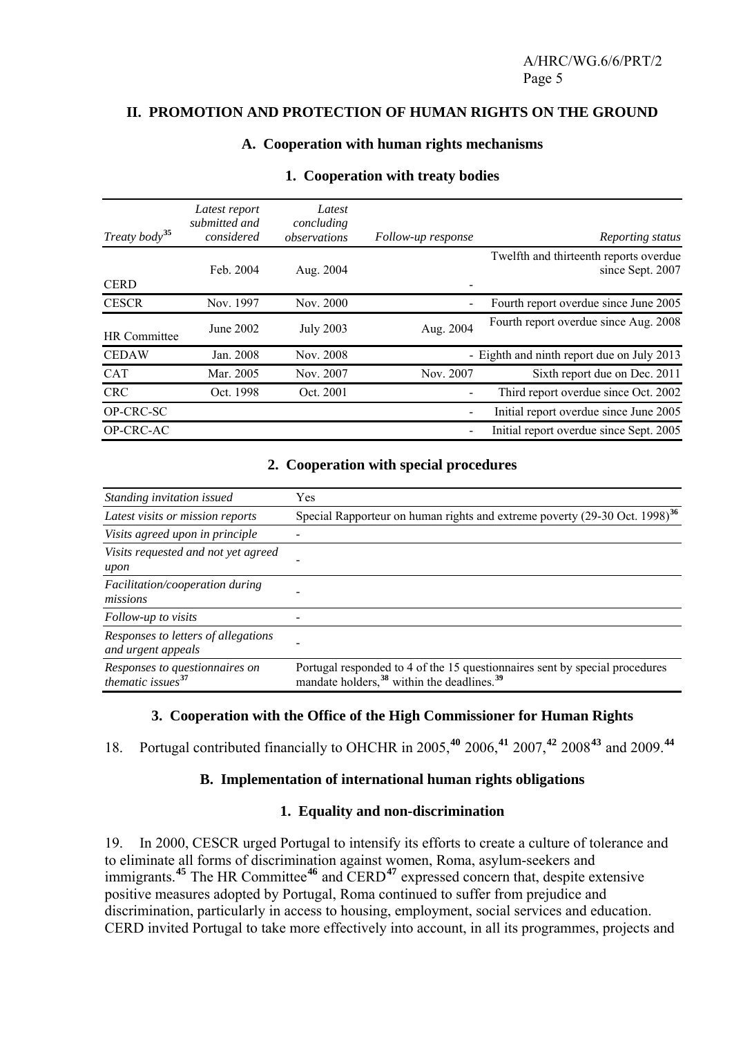## II. PROMOTION AND PROTECTION OF HUMAN RIGHTS ON THE GROUND

### A. Cooperation with human rights mechanisms

#### 1. Cooperation with treaty bodies

| *Treaty body*[35] | *Latest report submitted and considered* | *Latest concluding observations* | *Follow-up response* | *Reporting status* |
|---|---|---|---|---|
| CERD | Feb. 2004 | Aug. 2004 | - | Twelfth and thirteenth reports overdue since Sept. 2007 |
| CESCR | Nov. 1997 | Nov. 2000 | - | Fourth report overdue since June 2005 |
| HR Committee | June 2002 | July 2003 | Aug. 2004 | Fourth report overdue since Aug. 2008 |
| CEDAW | Jan. 2008 | Nov. 2008 | - | Eighth and ninth report due on July 2013 |
| CAT | Mar. 2005 | Nov. 2007 | Nov. 2007 | Sixth report due on Dec. 2011 |
| CRC | Oct. 1998 | Oct. 2001 | - | Third report overdue since Oct. 2002 |
| OP-CRC-SC | | | - | Initial report overdue since June 2005 |
| OP-CRC-AC | | | - | Initial report overdue since Sept. 2005 |

#### 2. Cooperation with special procedures

| | |
|---|---|
| *Standing invitation issued* | Yes |
| *Latest visits or mission reports* | Special Rapporteur on human rights and extreme poverty (29-30 Oct. 1998)[36] |
| *Visits agreed upon in principle* | - |
| *Visits requested and not yet agreed upon* | - |
| *Facilitation/cooperation during missions* | - |
| *Follow-up to visits* | - |
| *Responses to letters of allegations and urgent appeals* | - |
| *Responses to questionnaires on thematic issues*[37] | Portugal responded to 4 of the 15 questionnaires sent by special procedures mandate holders,[38] within the deadlines.[39] |

#### 3. Cooperation with the Office of the High Commissioner for Human Rights

18. Portugal contributed financially to OHCHR in 2005,[40] 2006,[41] 2007,[42] 2008[43] and 2009.[44]

### B. Implementation of international human rights obligations

#### 1. Equality and non-discrimination

19. In 2000, CESCR urged Portugal to intensify its efforts to create a culture of tolerance and to eliminate all forms of discrimination against women, Roma, asylum-seekers and immigrants.[45] The HR Committee[46] and CERD[47] expressed concern that, despite extensive positive measures adopted by Portugal, Roma continued to suffer from prejudice and discrimination, particularly in access to housing, employment, social services and education. CERD invited Portugal to take more effectively into account, in all its programmes, projects and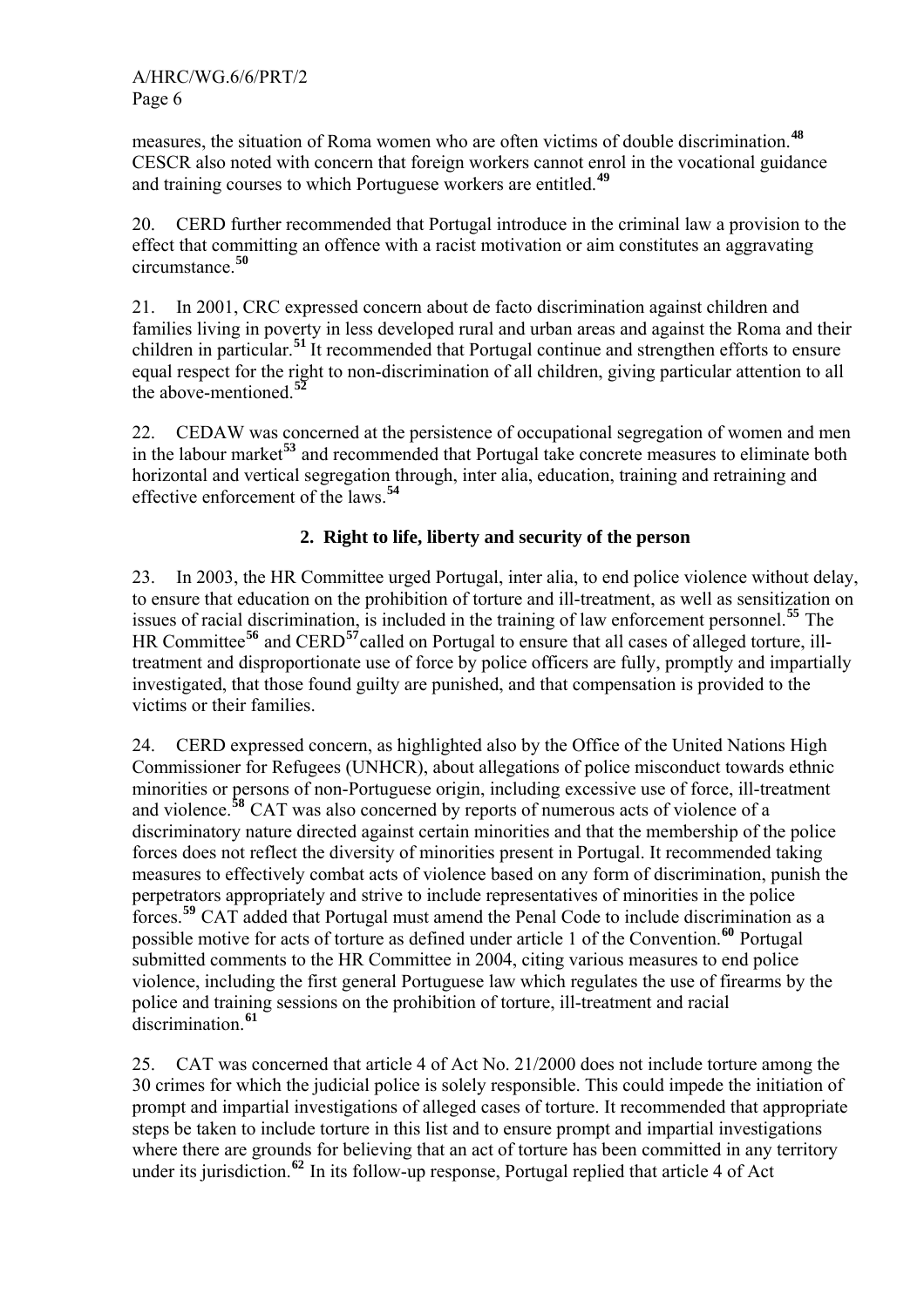measures, the situation of Roma women who are often victims of double discrimination.[48] CESCR also noted with concern that foreign workers cannot enrol in the vocational guidance and training courses to which Portuguese workers are entitled.[49]

20. CERD further recommended that Portugal introduce in the criminal law a provision to the effect that committing an offence with a racist motivation or aim constitutes an aggravating circumstance.[50]

21. In 2001, CRC expressed concern about de facto discrimination against children and families living in poverty in less developed rural and urban areas and against the Roma and their children in particular.[51] It recommended that Portugal continue and strengthen efforts to ensure equal respect for the right to non-discrimination of all children, giving particular attention to all the above-mentioned.[52]

22. CEDAW was concerned at the persistence of occupational segregation of women and men in the labour market[53] and recommended that Portugal take concrete measures to eliminate both horizontal and vertical segregation through, inter alia, education, training and retraining and effective enforcement of the laws.[54]

### 2. Right to life, liberty and security of the person

23. In 2003, the HR Committee urged Portugal, inter alia, to end police violence without delay, to ensure that education on the prohibition of torture and ill-treatment, as well as sensitization on issues of racial discrimination, is included in the training of law enforcement personnel.[55] The HR Committee[56] and CERD[57] called on Portugal to ensure that all cases of alleged torture, ill-treatment and disproportionate use of force by police officers are fully, promptly and impartially investigated, that those found guilty are punished, and that compensation is provided to the victims or their families.

24. CERD expressed concern, as highlighted also by the Office of the United Nations High Commissioner for Refugees (UNHCR), about allegations of police misconduct towards ethnic minorities or persons of non-Portuguese origin, including excessive use of force, ill-treatment and violence.[58] CAT was also concerned by reports of numerous acts of violence of a discriminatory nature directed against certain minorities and that the membership of the police forces does not reflect the diversity of minorities present in Portugal. It recommended taking measures to effectively combat acts of violence based on any form of discrimination, punish the perpetrators appropriately and strive to include representatives of minorities in the police forces.[59] CAT added that Portugal must amend the Penal Code to include discrimination as a possible motive for acts of torture as defined under article 1 of the Convention.[60] Portugal submitted comments to the HR Committee in 2004, citing various measures to end police violence, including the first general Portuguese law which regulates the use of firearms by the police and training sessions on the prohibition of torture, ill-treatment and racial discrimination.[61]

25. CAT was concerned that article 4 of Act No. 21/2000 does not include torture among the 30 crimes for which the judicial police is solely responsible. This could impede the initiation of prompt and impartial investigations of alleged cases of torture. It recommended that appropriate steps be taken to include torture in this list and to ensure prompt and impartial investigations where there are grounds for believing that an act of torture has been committed in any territory under its jurisdiction.[62] In its follow-up response, Portugal replied that article 4 of Act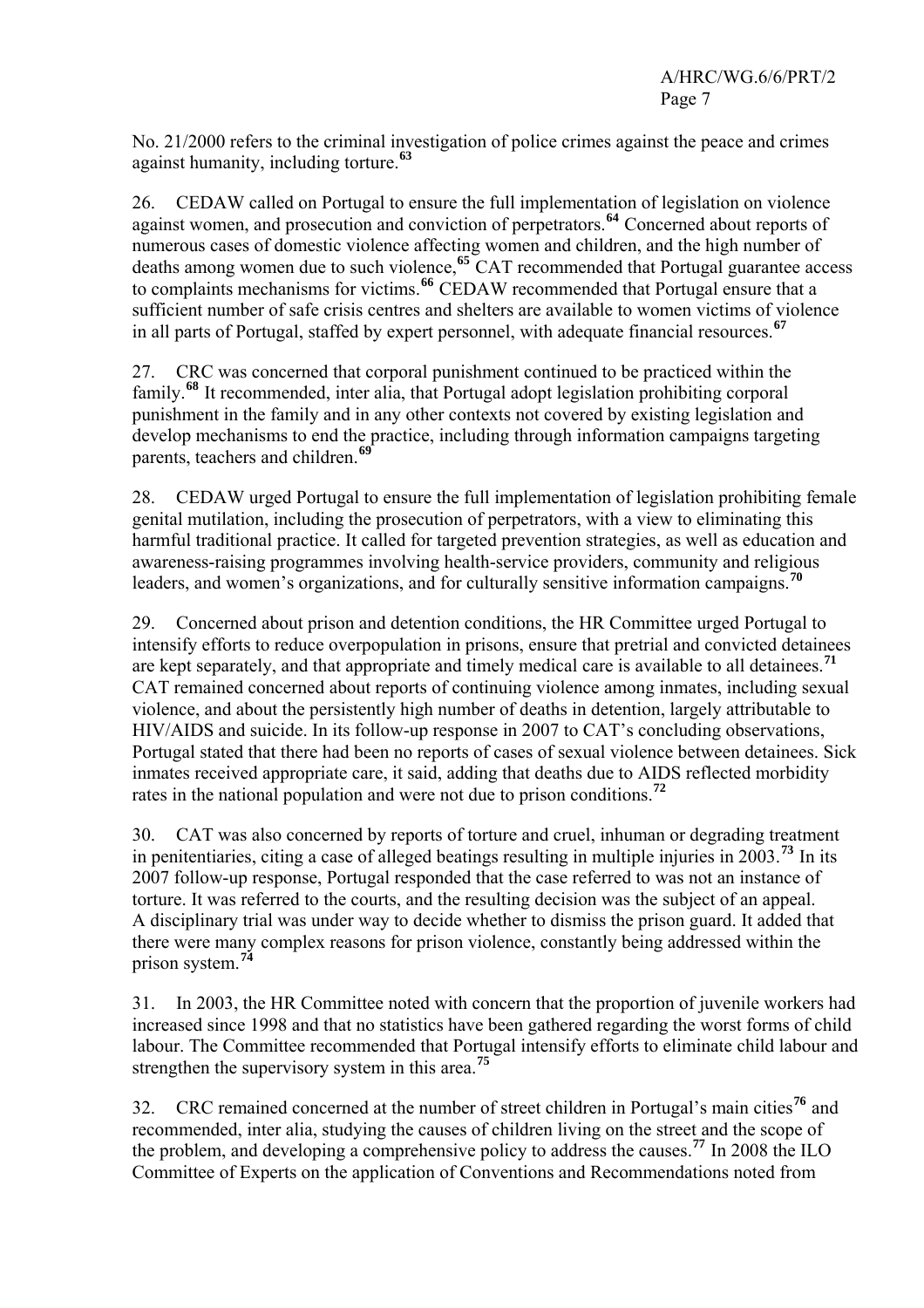No. 21/2000 refers to the criminal investigation of police crimes against the peace and crimes against humanity, including torture.[63]

26. CEDAW called on Portugal to ensure the full implementation of legislation on violence against women, and prosecution and conviction of perpetrators.[64] Concerned about reports of numerous cases of domestic violence affecting women and children, and the high number of deaths among women due to such violence,[65] CAT recommended that Portugal guarantee access to complaints mechanisms for victims.[66] CEDAW recommended that Portugal ensure that a sufficient number of safe crisis centres and shelters are available to women victims of violence in all parts of Portugal, staffed by expert personnel, with adequate financial resources.[67]

27. CRC was concerned that corporal punishment continued to be practiced within the family.[68] It recommended, inter alia, that Portugal adopt legislation prohibiting corporal punishment in the family and in any other contexts not covered by existing legislation and develop mechanisms to end the practice, including through information campaigns targeting parents, teachers and children.[69]

28. CEDAW urged Portugal to ensure the full implementation of legislation prohibiting female genital mutilation, including the prosecution of perpetrators, with a view to eliminating this harmful traditional practice. It called for targeted prevention strategies, as well as education and awareness-raising programmes involving health-service providers, community and religious leaders, and women's organizations, and for culturally sensitive information campaigns.[70]

29. Concerned about prison and detention conditions, the HR Committee urged Portugal to intensify efforts to reduce overpopulation in prisons, ensure that pretrial and convicted detainees are kept separately, and that appropriate and timely medical care is available to all detainees.[71] CAT remained concerned about reports of continuing violence among inmates, including sexual violence, and about the persistently high number of deaths in detention, largely attributable to HIV/AIDS and suicide. In its follow-up response in 2007 to CAT's concluding observations, Portugal stated that there had been no reports of cases of sexual violence between detainees. Sick inmates received appropriate care, it said, adding that deaths due to AIDS reflected morbidity rates in the national population and were not due to prison conditions.[72]

30. CAT was also concerned by reports of torture and cruel, inhuman or degrading treatment in penitentiaries, citing a case of alleged beatings resulting in multiple injuries in 2003.[73] In its 2007 follow-up response, Portugal responded that the case referred to was not an instance of torture. It was referred to the courts, and the resulting decision was the subject of an appeal. A disciplinary trial was under way to decide whether to dismiss the prison guard. It added that there were many complex reasons for prison violence, constantly being addressed within the prison system.[74]

31. In 2003, the HR Committee noted with concern that the proportion of juvenile workers had increased since 1998 and that no statistics have been gathered regarding the worst forms of child labour. The Committee recommended that Portugal intensify efforts to eliminate child labour and strengthen the supervisory system in this area.[75]

32. CRC remained concerned at the number of street children in Portugal's main cities[76] and recommended, inter alia, studying the causes of children living on the street and the scope of the problem, and developing a comprehensive policy to address the causes.[77] In 2008 the ILO Committee of Experts on the application of Conventions and Recommendations noted from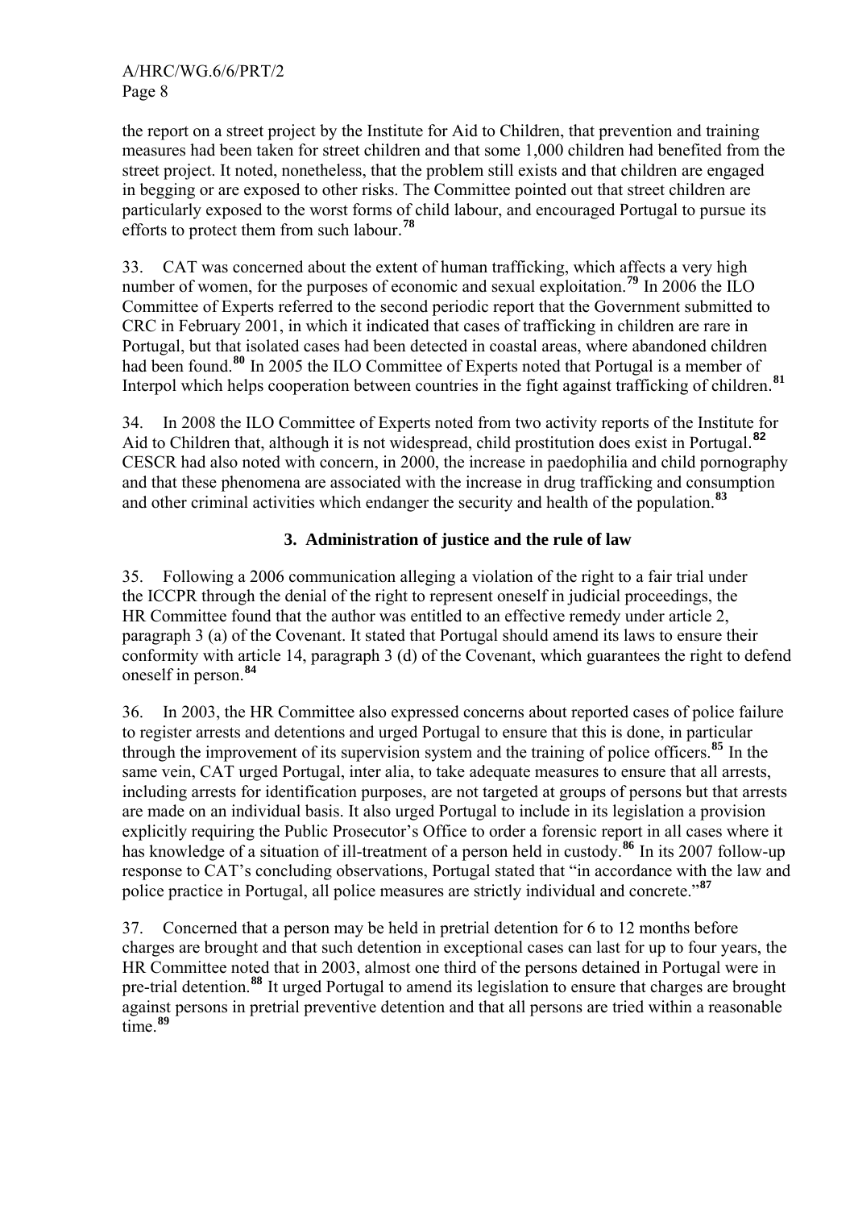the report on a street project by the Institute for Aid to Children, that prevention and training measures had been taken for street children and that some 1,000 children had benefited from the street project. It noted, nonetheless, that the problem still exists and that children are engaged in begging or are exposed to other risks. The Committee pointed out that street children are particularly exposed to the worst forms of child labour, and encouraged Portugal to pursue its efforts to protect them from such labour.[78]

33. CAT was concerned about the extent of human trafficking, which affects a very high number of women, for the purposes of economic and sexual exploitation.[79] In 2006 the ILO Committee of Experts referred to the second periodic report that the Government submitted to CRC in February 2001, in which it indicated that cases of trafficking in children are rare in Portugal, but that isolated cases had been detected in coastal areas, where abandoned children had been found.[80] In 2005 the ILO Committee of Experts noted that Portugal is a member of Interpol which helps cooperation between countries in the fight against trafficking of children.[81]

34. In 2008 the ILO Committee of Experts noted from two activity reports of the Institute for Aid to Children that, although it is not widespread, child prostitution does exist in Portugal.[82] CESCR had also noted with concern, in 2000, the increase in paedophilia and child pornography and that these phenomena are associated with the increase in drug trafficking and consumption and other criminal activities which endanger the security and health of the population.[83]

### 3. Administration of justice and the rule of law

35. Following a 2006 communication alleging a violation of the right to a fair trial under the ICCPR through the denial of the right to represent oneself in judicial proceedings, the HR Committee found that the author was entitled to an effective remedy under article 2, paragraph 3 (a) of the Covenant. It stated that Portugal should amend its laws to ensure their conformity with article 14, paragraph 3 (d) of the Covenant, which guarantees the right to defend oneself in person.[84]

36. In 2003, the HR Committee also expressed concerns about reported cases of police failure to register arrests and detentions and urged Portugal to ensure that this is done, in particular through the improvement of its supervision system and the training of police officers.[85] In the same vein, CAT urged Portugal, inter alia, to take adequate measures to ensure that all arrests, including arrests for identification purposes, are not targeted at groups of persons but that arrests are made on an individual basis. It also urged Portugal to include in its legislation a provision explicitly requiring the Public Prosecutor's Office to order a forensic report in all cases where it has knowledge of a situation of ill-treatment of a person held in custody.[86] In its 2007 follow-up response to CAT's concluding observations, Portugal stated that "in accordance with the law and police practice in Portugal, all police measures are strictly individual and concrete."[87]

37. Concerned that a person may be held in pretrial detention for 6 to 12 months before charges are brought and that such detention in exceptional cases can last for up to four years, the HR Committee noted that in 2003, almost one third of the persons detained in Portugal were in pre-trial detention.[88] It urged Portugal to amend its legislation to ensure that charges are brought against persons in pretrial preventive detention and that all persons are tried within a reasonable time.[89]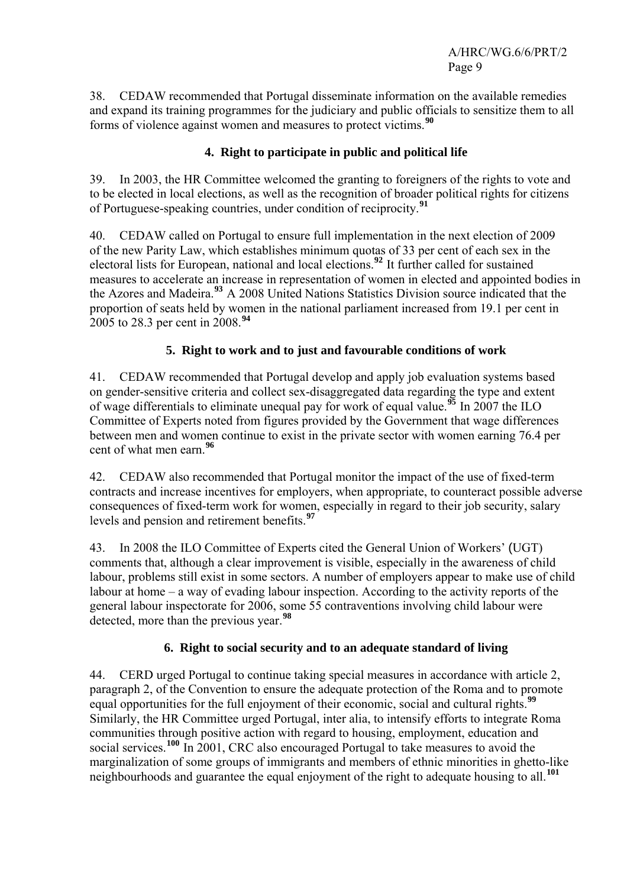38. CEDAW recommended that Portugal disseminate information on the available remedies and expand its training programmes for the judiciary and public officials to sensitize them to all forms of violence against women and measures to protect victims.[90]

### 4. Right to participate in public and political life

39. In 2003, the HR Committee welcomed the granting to foreigners of the rights to vote and to be elected in local elections, as well as the recognition of broader political rights for citizens of Portuguese-speaking countries, under condition of reciprocity.[91]

40. CEDAW called on Portugal to ensure full implementation in the next election of 2009 of the new Parity Law, which establishes minimum quotas of 33 per cent of each sex in the electoral lists for European, national and local elections.[92] It further called for sustained measures to accelerate an increase in representation of women in elected and appointed bodies in the Azores and Madeira.[93] A 2008 United Nations Statistics Division source indicated that the proportion of seats held by women in the national parliament increased from 19.1 per cent in 2005 to 28.3 per cent in 2008.[94]

### 5. Right to work and to just and favourable conditions of work

41. CEDAW recommended that Portugal develop and apply job evaluation systems based on gender-sensitive criteria and collect sex-disaggregated data regarding the type and extent of wage differentials to eliminate unequal pay for work of equal value.[95] In 2007 the ILO Committee of Experts noted from figures provided by the Government that wage differences between men and women continue to exist in the private sector with women earning 76.4 per cent of what men earn.[96]

42. CEDAW also recommended that Portugal monitor the impact of the use of fixed-term contracts and increase incentives for employers, when appropriate, to counteract possible adverse consequences of fixed-term work for women, especially in regard to their job security, salary levels and pension and retirement benefits.[97]

43. In 2008 the ILO Committee of Experts cited the General Union of Workers' (UGT) comments that, although a clear improvement is visible, especially in the awareness of child labour, problems still exist in some sectors. A number of employers appear to make use of child labour at home – a way of evading labour inspection. According to the activity reports of the general labour inspectorate for 2006, some 55 contraventions involving child labour were detected, more than the previous year.[98]

### 6. Right to social security and to an adequate standard of living

44. CERD urged Portugal to continue taking special measures in accordance with article 2, paragraph 2, of the Convention to ensure the adequate protection of the Roma and to promote equal opportunities for the full enjoyment of their economic, social and cultural rights.[99] Similarly, the HR Committee urged Portugal, inter alia, to intensify efforts to integrate Roma communities through positive action with regard to housing, employment, education and social services.[100] In 2001, CRC also encouraged Portugal to take measures to avoid the marginalization of some groups of immigrants and members of ethnic minorities in ghetto-like neighbourhoods and guarantee the equal enjoyment of the right to adequate housing to all.[101]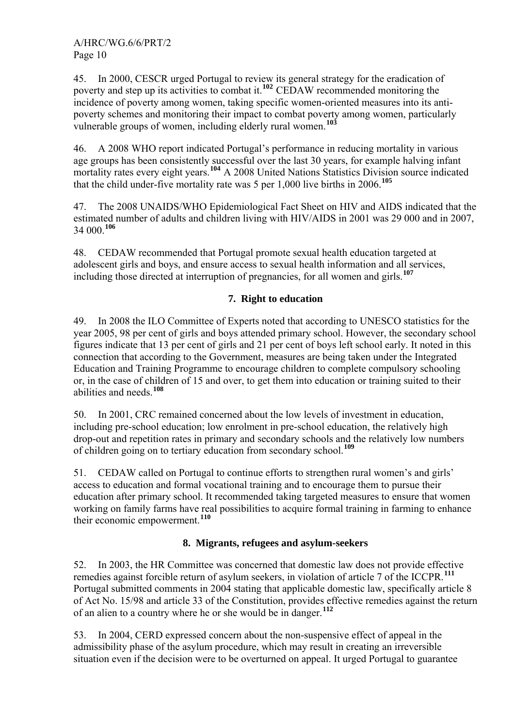45. In 2000, CESCR urged Portugal to review its general strategy for the eradication of poverty and step up its activities to combat it.[102] CEDAW recommended monitoring the incidence of poverty among women, taking specific women-oriented measures into its anti-poverty schemes and monitoring their impact to combat poverty among women, particularly vulnerable groups of women, including elderly rural women.[103]

46. A 2008 WHO report indicated Portugal's performance in reducing mortality in various age groups has been consistently successful over the last 30 years, for example halving infant mortality rates every eight years.[104] A 2008 United Nations Statistics Division source indicated that the child under-five mortality rate was 5 per 1,000 live births in 2006.[105]

47. The 2008 UNAIDS/WHO Epidemiological Fact Sheet on HIV and AIDS indicated that the estimated number of adults and children living with HIV/AIDS in 2001 was 29 000 and in 2007, 34 000.[106]

48. CEDAW recommended that Portugal promote sexual health education targeted at adolescent girls and boys, and ensure access to sexual health information and all services, including those directed at interruption of pregnancies, for all women and girls.[107]

### 7. Right to education

49. In 2008 the ILO Committee of Experts noted that according to UNESCO statistics for the year 2005, 98 per cent of girls and boys attended primary school. However, the secondary school figures indicate that 13 per cent of girls and 21 per cent of boys left school early. It noted in this connection that according to the Government, measures are being taken under the Integrated Education and Training Programme to encourage children to complete compulsory schooling or, in the case of children of 15 and over, to get them into education or training suited to their abilities and needs.[108]

50. In 2001, CRC remained concerned about the low levels of investment in education, including pre-school education; low enrolment in pre-school education, the relatively high drop-out and repetition rates in primary and secondary schools and the relatively low numbers of children going on to tertiary education from secondary school.[109]

51. CEDAW called on Portugal to continue efforts to strengthen rural women's and girls' access to education and formal vocational training and to encourage them to pursue their education after primary school. It recommended taking targeted measures to ensure that women working on family farms have real possibilities to acquire formal training in farming to enhance their economic empowerment.[110]

### 8. Migrants, refugees and asylum-seekers

52. In 2003, the HR Committee was concerned that domestic law does not provide effective remedies against forcible return of asylum seekers, in violation of article 7 of the ICCPR.[111] Portugal submitted comments in 2004 stating that applicable domestic law, specifically article 8 of Act No. 15/98 and article 33 of the Constitution, provides effective remedies against the return of an alien to a country where he or she would be in danger.[112]

53. In 2004, CERD expressed concern about the non-suspensive effect of appeal in the admissibility phase of the asylum procedure, which may result in creating an irreversible situation even if the decision were to be overturned on appeal. It urged Portugal to guarantee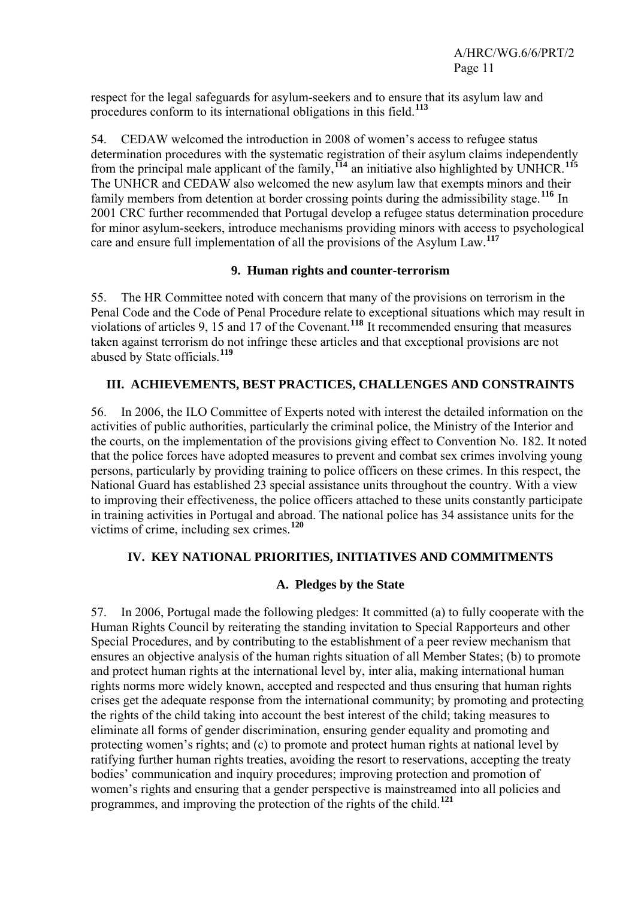respect for the legal safeguards for asylum-seekers and to ensure that its asylum law and procedures conform to its international obligations in this field.[113]

54. CEDAW welcomed the introduction in 2008 of women's access to refugee status determination procedures with the systematic registration of their asylum claims independently from the principal male applicant of the family,[114] an initiative also highlighted by UNHCR.[115] The UNHCR and CEDAW also welcomed the new asylum law that exempts minors and their family members from detention at border crossing points during the admissibility stage.[116] In 2001 CRC further recommended that Portugal develop a refugee status determination procedure for minor asylum-seekers, introduce mechanisms providing minors with access to psychological care and ensure full implementation of all the provisions of the Asylum Law.[117]

### 9. Human rights and counter-terrorism

55. The HR Committee noted with concern that many of the provisions on terrorism in the Penal Code and the Code of Penal Procedure relate to exceptional situations which may result in violations of articles 9, 15 and 17 of the Covenant.[118] It recommended ensuring that measures taken against terrorism do not infringe these articles and that exceptional provisions are not abused by State officials.[119]

## III. ACHIEVEMENTS, BEST PRACTICES, CHALLENGES AND CONSTRAINTS

56. In 2006, the ILO Committee of Experts noted with interest the detailed information on the activities of public authorities, particularly the criminal police, the Ministry of the Interior and the courts, on the implementation of the provisions giving effect to Convention No. 182. It noted that the police forces have adopted measures to prevent and combat sex crimes involving young persons, particularly by providing training to police officers on these crimes. In this respect, the National Guard has established 23 special assistance units throughout the country. With a view to improving their effectiveness, the police officers attached to these units constantly participate in training activities in Portugal and abroad. The national police has 34 assistance units for the victims of crime, including sex crimes.[120]

## IV. KEY NATIONAL PRIORITIES, INITIATIVES AND COMMITMENTS

### A. Pledges by the State

57. In 2006, Portugal made the following pledges: It committed (a) to fully cooperate with the Human Rights Council by reiterating the standing invitation to Special Rapporteurs and other Special Procedures, and by contributing to the establishment of a peer review mechanism that ensures an objective analysis of the human rights situation of all Member States; (b) to promote and protect human rights at the international level by, inter alia, making international human rights norms more widely known, accepted and respected and thus ensuring that human rights crises get the adequate response from the international community; by promoting and protecting the rights of the child taking into account the best interest of the child; taking measures to eliminate all forms of gender discrimination, ensuring gender equality and promoting and protecting women's rights; and (c) to promote and protect human rights at national level by ratifying further human rights treaties, avoiding the resort to reservations, accepting the treaty bodies' communication and inquiry procedures; improving protection and promotion of women's rights and ensuring that a gender perspective is mainstreamed into all policies and programmes, and improving the protection of the rights of the child.[121]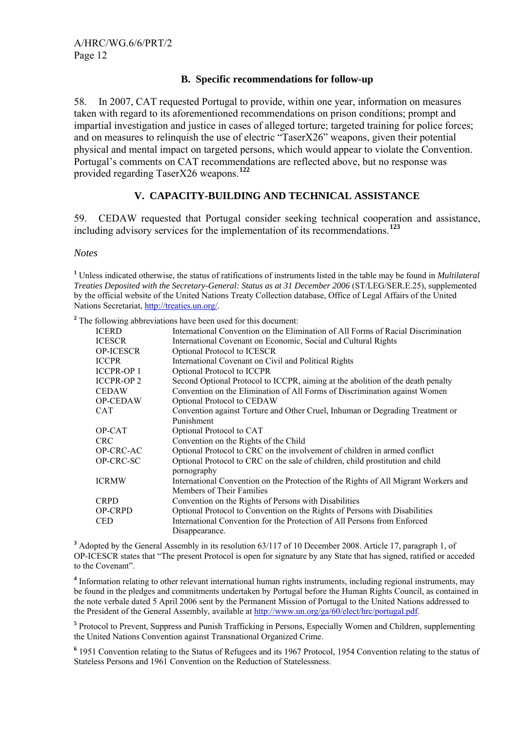### B. Specific recommendations for follow-up

58. In 2007, CAT requested Portugal to provide, within one year, information on measures taken with regard to its aforementioned recommendations on prison conditions; prompt and impartial investigation and justice in cases of alleged torture; targeted training for police forces; and on measures to relinquish the use of electric "TaserX26" weapons, given their potential physical and mental impact on targeted persons, which would appear to violate the Convention. Portugal's comments on CAT recommendations are reflected above, but no response was provided regarding TaserX26 weapons.[122]

## V. CAPACITY-BUILDING AND TECHNICAL ASSISTANCE

59. CEDAW requested that Portugal consider seeking technical cooperation and assistance, including advisory services for the implementation of its recommendations.[123]

*Notes*

[1] Unless indicated otherwise, the status of ratifications of instruments listed in the table may be found in *Multilateral Treaties Deposited with the Secretary-General: Status as at 31 December 2006* (ST/LEG/SER.E.25), supplemented by the official website of the United Nations Treaty Collection database, Office of Legal Affairs of the United Nations Secretariat, http://treaties.un.org/.

[2] The following abbreviations have been used for this document:

| | |
|---|---|
| ICERD | International Convention on the Elimination of All Forms of Racial Discrimination |
| ICESCR | International Covenant on Economic, Social and Cultural Rights |
| OP-ICESCR | Optional Protocol to ICESCR |
| ICCPR | International Covenant on Civil and Political Rights |
| ICCPR-OP 1 | Optional Protocol to ICCPR |
| ICCPR-OP 2 | Second Optional Protocol to ICCPR, aiming at the abolition of the death penalty |
| CEDAW | Convention on the Elimination of All Forms of Discrimination against Women |
| OP-CEDAW | Optional Protocol to CEDAW |
| CAT | Convention against Torture and Other Cruel, Inhuman or Degrading Treatment or Punishment |
| OP-CAT | Optional Protocol to CAT |
| CRC | Convention on the Rights of the Child |
| OP-CRC-AC | Optional Protocol to CRC on the involvement of children in armed conflict |
| OP-CRC-SC | Optional Protocol to CRC on the sale of children, child prostitution and child pornography |
| ICRMW | International Convention on the Protection of the Rights of All Migrant Workers and Members of Their Families |
| CRPD | Convention on the Rights of Persons with Disabilities |
| OP-CRPD | Optional Protocol to Convention on the Rights of Persons with Disabilities |
| CED | International Convention for the Protection of All Persons from Enforced Disappearance. |

[3] Adopted by the General Assembly in its resolution 63/117 of 10 December 2008. Article 17, paragraph 1, of OP-ICESCR states that "The present Protocol is open for signature by any State that has signed, ratified or acceded to the Covenant".

[4] Information relating to other relevant international human rights instruments, including regional instruments, may be found in the pledges and commitments undertaken by Portugal before the Human Rights Council, as contained in the note verbale dated 5 April 2006 sent by the Permanent Mission of Portugal to the United Nations addressed to the President of the General Assembly, available at http://www.un.org/ga/60/elect/hrc/portugal.pdf.

[5] Protocol to Prevent, Suppress and Punish Trafficking in Persons, Especially Women and Children, supplementing the United Nations Convention against Transnational Organized Crime.

[6] 1951 Convention relating to the Status of Refugees and its 1967 Protocol, 1954 Convention relating to the status of Stateless Persons and 1961 Convention on the Reduction of Statelessness.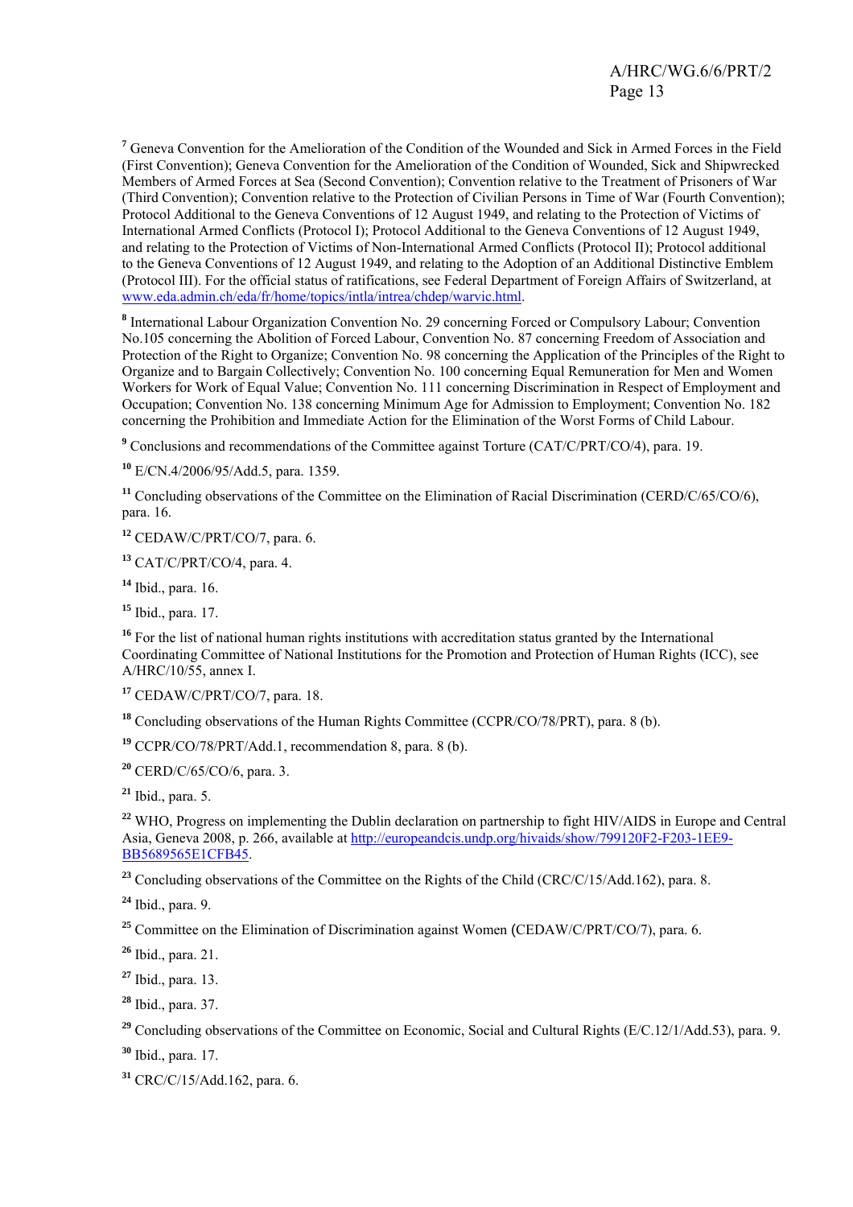[7] Geneva Convention for the Amelioration of the Condition of the Wounded and Sick in Armed Forces in the Field (First Convention); Geneva Convention for the Amelioration of the Condition of Wounded, Sick and Shipwrecked Members of Armed Forces at Sea (Second Convention); Convention relative to the Treatment of Prisoners of War (Third Convention); Convention relative to the Protection of Civilian Persons in Time of War (Fourth Convention); Protocol Additional to the Geneva Conventions of 12 August 1949, and relating to the Protection of Victims of International Armed Conflicts (Protocol I); Protocol Additional to the Geneva Conventions of 12 August 1949, and relating to the Protection of Victims of Non-International Armed Conflicts (Protocol II); Protocol additional to the Geneva Conventions of 12 August 1949, and relating to the Adoption of an Additional Distinctive Emblem (Protocol III). For the official status of ratifications, see Federal Department of Foreign Affairs of Switzerland, at www.eda.admin.ch/eda/fr/home/topics/intla/intrea/chdep/warvic.html.

[8] International Labour Organization Convention No. 29 concerning Forced or Compulsory Labour; Convention No.105 concerning the Abolition of Forced Labour, Convention No. 87 concerning Freedom of Association and Protection of the Right to Organize; Convention No. 98 concerning the Application of the Principles of the Right to Organize and to Bargain Collectively; Convention No. 100 concerning Equal Remuneration for Men and Women Workers for Work of Equal Value; Convention No. 111 concerning Discrimination in Respect of Employment and Occupation; Convention No. 138 concerning Minimum Age for Admission to Employment; Convention No. 182 concerning the Prohibition and Immediate Action for the Elimination of the Worst Forms of Child Labour.

[9] Conclusions and recommendations of the Committee against Torture (CAT/C/PRT/CO/4), para. 19.

[10] E/CN.4/2006/95/Add.5, para. 1359.

[11] Concluding observations of the Committee on the Elimination of Racial Discrimination (CERD/C/65/CO/6), para. 16.

[12] CEDAW/C/PRT/CO/7, para. 6.

[13] CAT/C/PRT/CO/4, para. 4.

[14] Ibid., para. 16.

[15] Ibid., para. 17.

[16] For the list of national human rights institutions with accreditation status granted by the International Coordinating Committee of National Institutions for the Promotion and Protection of Human Rights (ICC), see A/HRC/10/55, annex I.

[17] CEDAW/C/PRT/CO/7, para. 18.

[18] Concluding observations of the Human Rights Committee (CCPR/CO/78/PRT), para. 8 (b).

[19] CCPR/CO/78/PRT/Add.1, recommendation 8, para. 8 (b).

[20] CERD/C/65/CO/6, para. 3.

[21] Ibid., para. 5.

[22] WHO, Progress on implementing the Dublin declaration on partnership to fight HIV/AIDS in Europe and Central Asia, Geneva 2008, p. 266, available at http://europeandcis.undp.org/hivaids/show/799120F2-F203-1EE9-BB5689565E1CFB45.

[23] Concluding observations of the Committee on the Rights of the Child (CRC/C/15/Add.162), para. 8.

[24] Ibid., para. 9.

[25] Committee on the Elimination of Discrimination against Women (CEDAW/C/PRT/CO/7), para. 6.

[26] Ibid., para. 21.

[27] Ibid., para. 13.

[28] Ibid., para. 37.

[29] Concluding observations of the Committee on Economic, Social and Cultural Rights (E/C.12/1/Add.53), para. 9.

[30] Ibid., para. 17.

[31] CRC/C/15/Add.162, para. 6.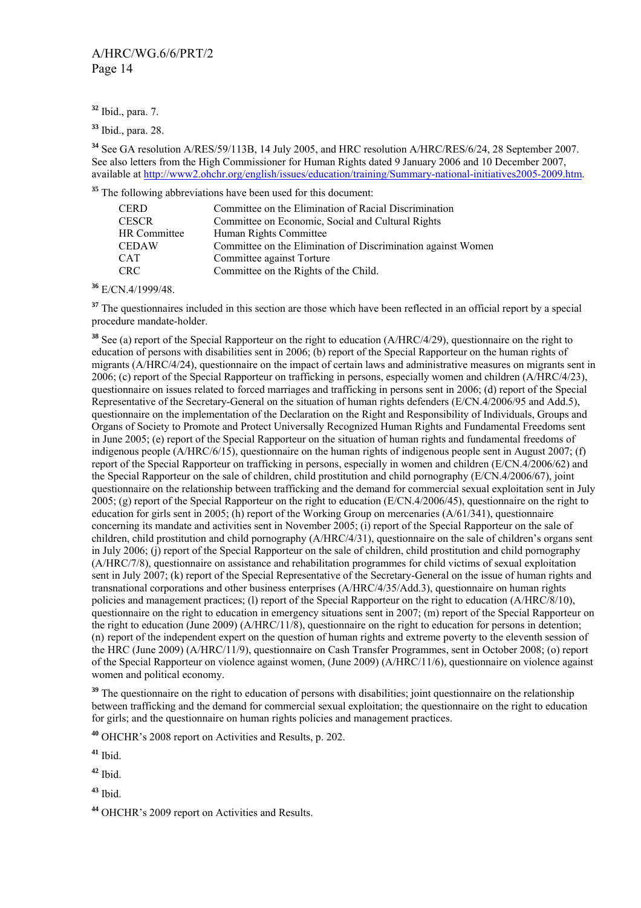[32] Ibid., para. 7.

[33] Ibid., para. 28.

[34] See GA resolution A/RES/59/113B, 14 July 2005, and HRC resolution A/HRC/RES/6/24, 28 September 2007. See also letters from the High Commissioner for Human Rights dated 9 January 2006 and 10 December 2007, available at http://www2.ohchr.org/english/issues/education/training/Summary-national-initiatives2005-2009.htm.

[35] The following abbreviations have been used for this document:

| | |
|---|---|
| CERD | Committee on the Elimination of Racial Discrimination |
| CESCR | Committee on Economic, Social and Cultural Rights |
| HR Committee | Human Rights Committee |
| CEDAW | Committee on the Elimination of Discrimination against Women |
| CAT | Committee against Torture |
| CRC | Committee on the Rights of the Child. |

[36] E/CN.4/1999/48.

[37] The questionnaires included in this section are those which have been reflected in an official report by a special procedure mandate-holder.

[38] See (a) report of the Special Rapporteur on the right to education (A/HRC/4/29), questionnaire on the right to education of persons with disabilities sent in 2006; (b) report of the Special Rapporteur on the human rights of migrants (A/HRC/4/24), questionnaire on the impact of certain laws and administrative measures on migrants sent in 2006; (c) report of the Special Rapporteur on trafficking in persons, especially women and children (A/HRC/4/23), questionnaire on issues related to forced marriages and trafficking in persons sent in 2006; (d) report of the Special Representative of the Secretary-General on the situation of human rights defenders (E/CN.4/2006/95 and Add.5), questionnaire on the implementation of the Declaration on the Right and Responsibility of Individuals, Groups and Organs of Society to Promote and Protect Universally Recognized Human Rights and Fundamental Freedoms sent in June 2005; (e) report of the Special Rapporteur on the situation of human rights and fundamental freedoms of indigenous people (A/HRC/6/15), questionnaire on the human rights of indigenous people sent in August 2007; (f) report of the Special Rapporteur on trafficking in persons, especially in women and children (E/CN.4/2006/62) and the Special Rapporteur on the sale of children, child prostitution and child pornography (E/CN.4/2006/67), joint questionnaire on the relationship between trafficking and the demand for commercial sexual exploitation sent in July 2005; (g) report of the Special Rapporteur on the right to education (E/CN.4/2006/45), questionnaire on the right to education for girls sent in 2005; (h) report of the Working Group on mercenaries (A/61/341), questionnaire concerning its mandate and activities sent in November 2005; (i) report of the Special Rapporteur on the sale of children, child prostitution and child pornography (A/HRC/4/31), questionnaire on the sale of children's organs sent in July 2006; (j) report of the Special Rapporteur on the sale of children, child prostitution and child pornography (A/HRC/7/8), questionnaire on assistance and rehabilitation programmes for child victims of sexual exploitation sent in July 2007; (k) report of the Special Representative of the Secretary-General on the issue of human rights and transnational corporations and other business enterprises (A/HRC/4/35/Add.3), questionnaire on human rights policies and management practices; (l) report of the Special Rapporteur on the right to education (A/HRC/8/10), questionnaire on the right to education in emergency situations sent in 2007; (m) report of the Special Rapporteur on the right to education (June 2009) (A/HRC/11/8), questionnaire on the right to education for persons in detention; (n) report of the independent expert on the question of human rights and extreme poverty to the eleventh session of the HRC (June 2009) (A/HRC/11/9), questionnaire on Cash Transfer Programmes, sent in October 2008; (o) report of the Special Rapporteur on violence against women, (June 2009) (A/HRC/11/6), questionnaire on violence against women and political economy.

[39] The questionnaire on the right to education of persons with disabilities; joint questionnaire on the relationship between trafficking and the demand for commercial sexual exploitation; the questionnaire on the right to education for girls; and the questionnaire on human rights policies and management practices.

[40] OHCHR's 2008 report on Activities and Results, p. 202.

[41] Ibid.

[42] Ibid.

[43] Ibid.

[44] OHCHR's 2009 report on Activities and Results.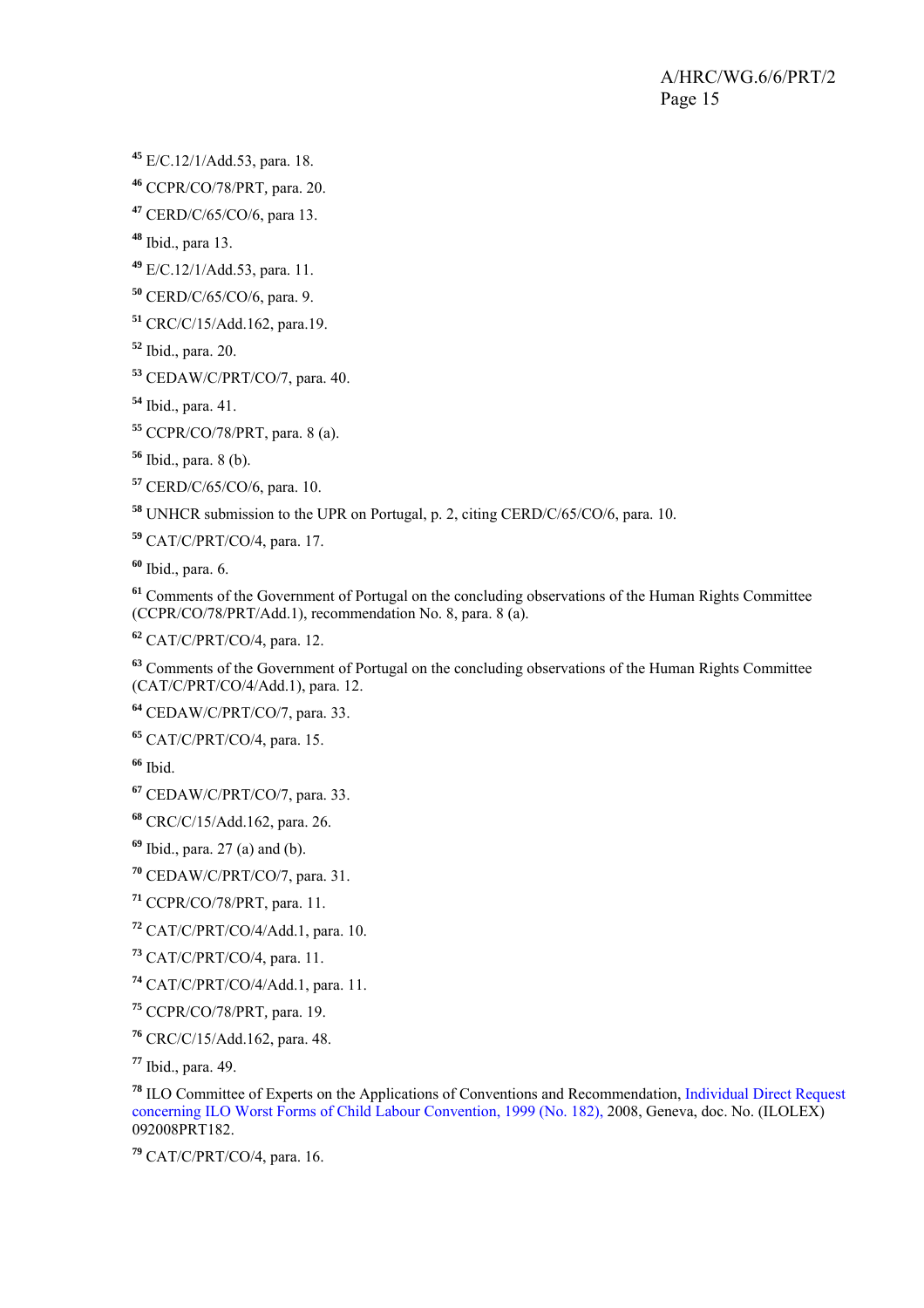[45] E/C.12/1/Add.53, para. 18.

[46] CCPR/CO/78/PRT, para. 20.

[47] CERD/C/65/CO/6, para 13.

[48] Ibid., para 13.

[49] E/C.12/1/Add.53, para. 11.

[50] CERD/C/65/CO/6, para. 9.

[51] CRC/C/15/Add.162, para.19.

[52] Ibid., para. 20.

[53] CEDAW/C/PRT/CO/7, para. 40.

[54] Ibid., para. 41.

[55] CCPR/CO/78/PRT, para. 8 (a).

[56] Ibid., para. 8 (b).

[57] CERD/C/65/CO/6, para. 10.

[58] UNHCR submission to the UPR on Portugal, p. 2, citing CERD/C/65/CO/6, para. 10.

[59] CAT/C/PRT/CO/4, para. 17.

[60] Ibid., para. 6.

[61] Comments of the Government of Portugal on the concluding observations of the Human Rights Committee (CCPR/CO/78/PRT/Add.1), recommendation No. 8, para. 8 (a).

[62] CAT/C/PRT/CO/4, para. 12.

[63] Comments of the Government of Portugal on the concluding observations of the Human Rights Committee (CAT/C/PRT/CO/4/Add.1), para. 12.

[64] CEDAW/C/PRT/CO/7, para. 33.

[65] CAT/C/PRT/CO/4, para. 15.

[66] Ibid.

[67] CEDAW/C/PRT/CO/7, para. 33.

[68] CRC/C/15/Add.162, para. 26.

[69] Ibid., para. 27 (a) and (b).

[70] CEDAW/C/PRT/CO/7, para. 31.

[71] CCPR/CO/78/PRT, para. 11.

[72] CAT/C/PRT/CO/4/Add.1, para. 10.

[73] CAT/C/PRT/CO/4, para. 11.

[74] CAT/C/PRT/CO/4/Add.1, para. 11.

[75] CCPR/CO/78/PRT, para. 19.

[76] CRC/C/15/Add.162, para. 48.

[77] Ibid., para. 49.

[78] ILO Committee of Experts on the Applications of Conventions and Recommendation, Individual Direct Request concerning ILO Worst Forms of Child Labour Convention, 1999 (No. 182), 2008, Geneva, doc. No. (ILOLEX) 092008PRT182.

[79] CAT/C/PRT/CO/4, para. 16.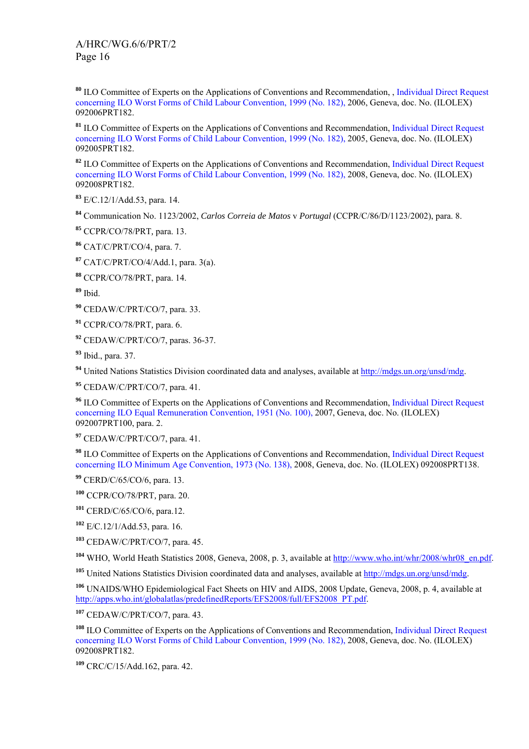[80] ILO Committee of Experts on the Applications of Conventions and Recommendation, , Individual Direct Request concerning ILO Worst Forms of Child Labour Convention, 1999 (No. 182), 2006, Geneva, doc. No. (ILOLEX) 092006PRT182.

[81] ILO Committee of Experts on the Applications of Conventions and Recommendation, Individual Direct Request concerning ILO Worst Forms of Child Labour Convention, 1999 (No. 182), 2005, Geneva, doc. No. (ILOLEX) 092005PRT182.

[82] ILO Committee of Experts on the Applications of Conventions and Recommendation, Individual Direct Request concerning ILO Worst Forms of Child Labour Convention, 1999 (No. 182), 2008, Geneva, doc. No. (ILOLEX) 092008PRT182.

[83] E/C.12/1/Add.53, para. 14.

[84] Communication No. 1123/2002, *Carlos Correia de Matos* v *Portugal* (CCPR/C/86/D/1123/2002), para. 8.

[85] CCPR/CO/78/PRT, para. 13.

[86] CAT/C/PRT/CO/4, para. 7.

[87] CAT/C/PRT/CO/4/Add.1, para. 3(a).

[88] CCPR/CO/78/PRT, para. 14.

[89] Ibid.

[90] CEDAW/C/PRT/CO/7, para. 33.

[91] CCPR/CO/78/PRT, para. 6.

[92] CEDAW/C/PRT/CO/7, paras. 36-37.

[93] Ibid., para. 37.

[94] United Nations Statistics Division coordinated data and analyses, available at http://mdgs.un.org/unsd/mdg.

[95] CEDAW/C/PRT/CO/7, para. 41.

[96] ILO Committee of Experts on the Applications of Conventions and Recommendation, Individual Direct Request concerning ILO Equal Remuneration Convention, 1951 (No. 100), 2007, Geneva, doc. No. (ILOLEX) 092007PRT100, para. 2.

[97] CEDAW/C/PRT/CO/7, para. 41.

[98] ILO Committee of Experts on the Applications of Conventions and Recommendation, Individual Direct Request concerning ILO Minimum Age Convention, 1973 (No. 138), 2008, Geneva, doc. No. (ILOLEX) 092008PRT138.

[99] CERD/C/65/CO/6, para. 13.

[100] CCPR/CO/78/PRT, para. 20.

[101] CERD/C/65/CO/6, para.12.

[102] E/C.12/1/Add.53, para. 16.

[103] CEDAW/C/PRT/CO/7, para. 45.

[104] WHO, World Heath Statistics 2008, Geneva, 2008, p. 3, available at http://www.who.int/whr/2008/whr08_en.pdf.

[105] United Nations Statistics Division coordinated data and analyses, available at http://mdgs.un.org/unsd/mdg.

[106] UNAIDS/WHO Epidemiological Fact Sheets on HIV and AIDS, 2008 Update, Geneva, 2008, p. 4, available at http://apps.who.int/globalatlas/predefinedReports/EFS2008/full/EFS2008_PT.pdf.

[107] CEDAW/C/PRT/CO/7, para. 43.

[108] ILO Committee of Experts on the Applications of Conventions and Recommendation, Individual Direct Request concerning ILO Worst Forms of Child Labour Convention, 1999 (No. 182), 2008, Geneva, doc. No. (ILOLEX) 092008PRT182.

[109] CRC/C/15/Add.162, para. 42.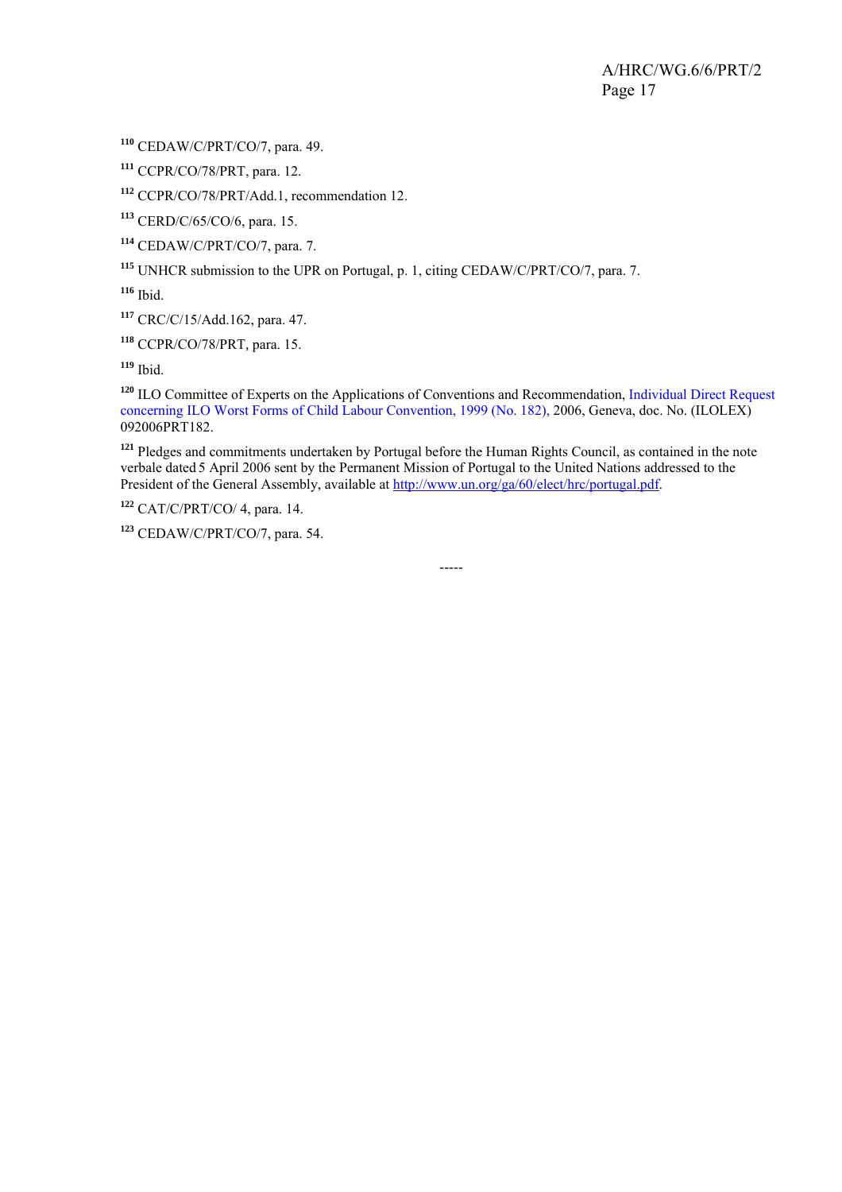[110] CEDAW/C/PRT/CO/7, para. 49.

[111] CCPR/CO/78/PRT, para. 12.

[112] CCPR/CO/78/PRT/Add.1, recommendation 12.

[113] CERD/C/65/CO/6, para. 15.

[114] CEDAW/C/PRT/CO/7, para. 7.

[115] UNHCR submission to the UPR on Portugal, p. 1, citing CEDAW/C/PRT/CO/7, para. 7.

[116] Ibid.

[117] CRC/C/15/Add.162, para. 47.

[118] CCPR/CO/78/PRT, para. 15.

[119] Ibid.

[120] ILO Committee of Experts on the Applications of Conventions and Recommendation, Individual Direct Request concerning ILO Worst Forms of Child Labour Convention, 1999 (No. 182), 2006, Geneva, doc. No. (ILOLEX) 092006PRT182.

[121] Pledges and commitments undertaken by Portugal before the Human Rights Council, as contained in the note verbale dated 5 April 2006 sent by the Permanent Mission of Portugal to the United Nations addressed to the President of the General Assembly, available at http://www.un.org/ga/60/elect/hrc/portugal.pdf.

[122] CAT/C/PRT/CO/ 4, para. 14.

[123] CEDAW/C/PRT/CO/7, para. 54.

-----